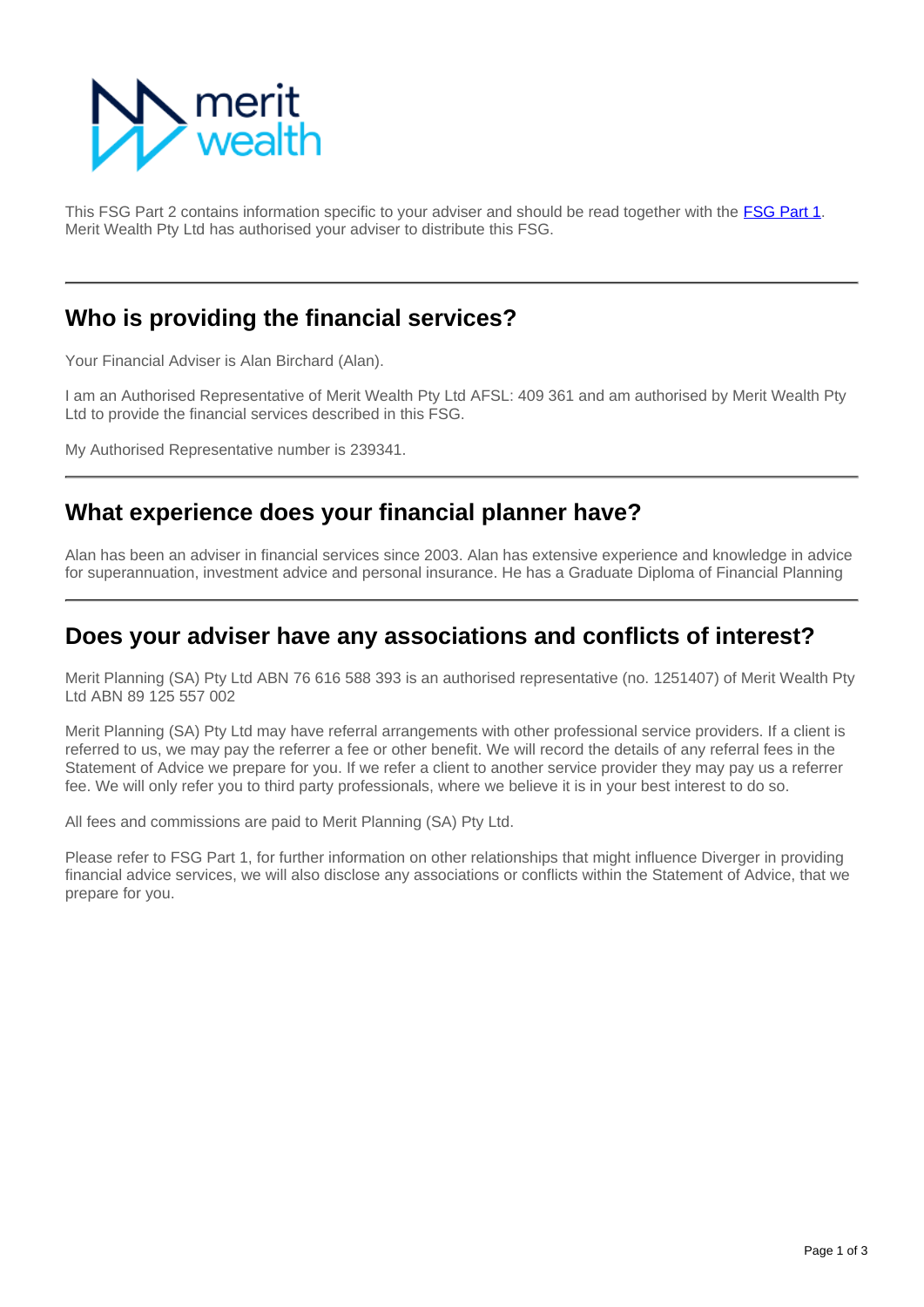This FSG Part 2 contains information specific to your adviser and should be read together with the [FSG Part 1](). Merit Wealth Pty Ltd has authorised your adviser to distribute this FSG.

---

## Who is providing the financial services?

Your Financial Adviser is Alan Birchard (Alan).

I am an Authorised Representative of Merit Wealth Pty Ltd AFSL: 409 361 and am authorised by Merit Wealth Pty Ltd to provide the financial services described in this FSG.

My Authorised Representative number is 239341.

---

## What experience does your financial planner have?

Alan has been an adviser in financial services since 2003. Alan has extensive experience and knowledge in advice for superannuation, investment advice and personal insurance. He has a Graduate Diploma of Financial Planning

---

## Does your adviser have any associations and conflicts of interest?

Merit Planning (SA) Pty Ltd ABN 76 616 588 393 is an authorised representative (no. 1251407) of Merit Wealth Pty Ltd ABN 89 125 557 002

Merit Planning (SA) Pty Ltd may have referral arrangements with other professional service providers. If a client is referred to us, we may pay the referrer a fee or other benefit. We will record the details of any referral fees in the Statement of Advice we prepare for you. If we refer a client to another service provider they may pay us a referrer fee. We will only refer you to third party professionals, where we believe it is in your best interest to do so.

All fees and commissions are paid to Merit Planning (SA) Pty Ltd.

Please refer to FSG Part 1, for further information on other relationships that might influence Diverger in providing financial advice services, we will also disclose any associations or conflicts within the Statement of Advice, that we prepare for you.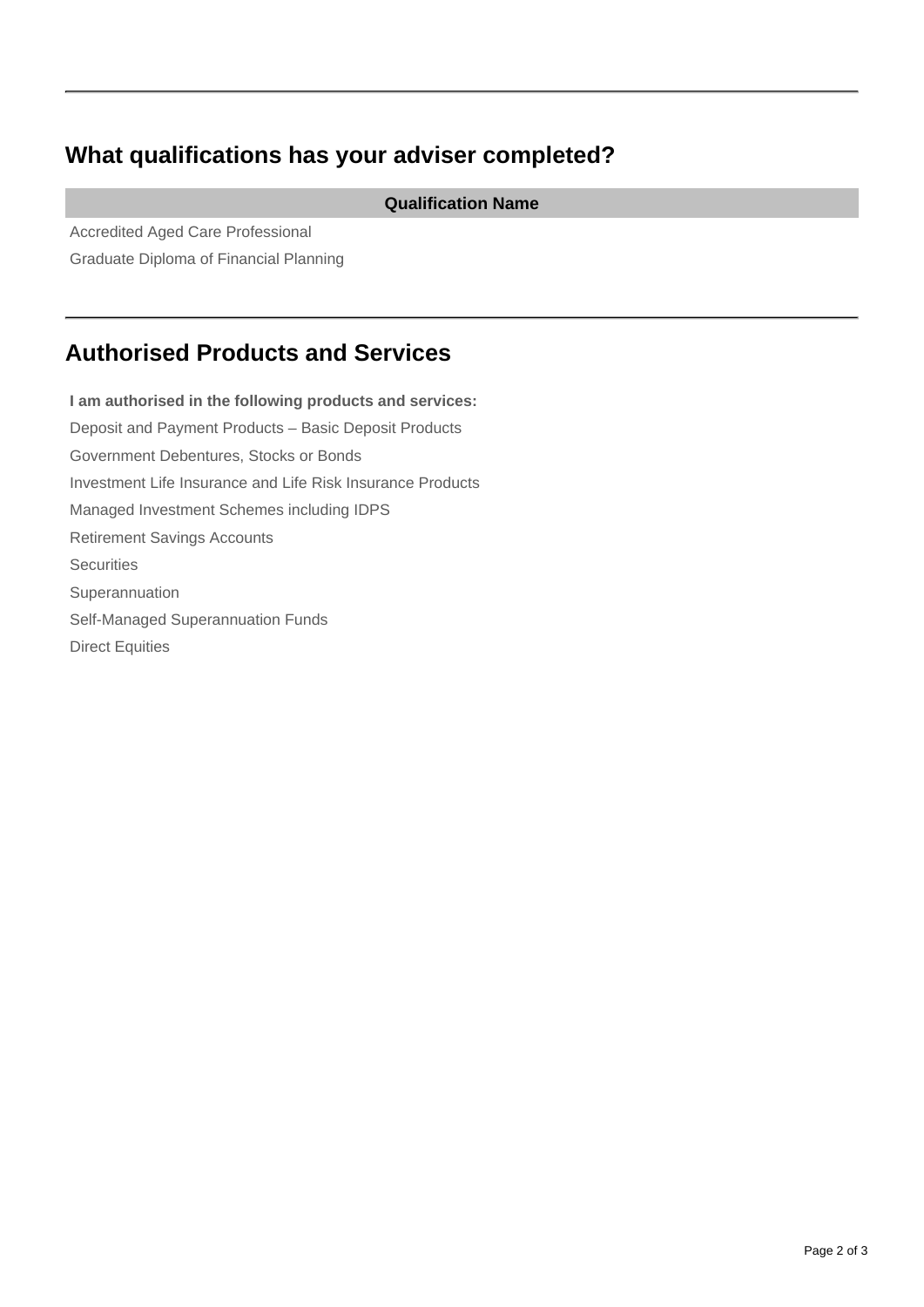## What qualifications has your adviser completed?

| Qualification Name |
| --- |
| Accredited Aged Care Professional |
| Graduate Diploma of Financial Planning |

## Authorised Products and Services

**I am authorised in the following products and services:**

Deposit and Payment Products – Basic Deposit Products

Government Debentures, Stocks or Bonds

Investment Life Insurance and Life Risk Insurance Products

Managed Investment Schemes including IDPS

Retirement Savings Accounts

Securities

Superannuation

Self-Managed Superannuation Funds

Direct Equities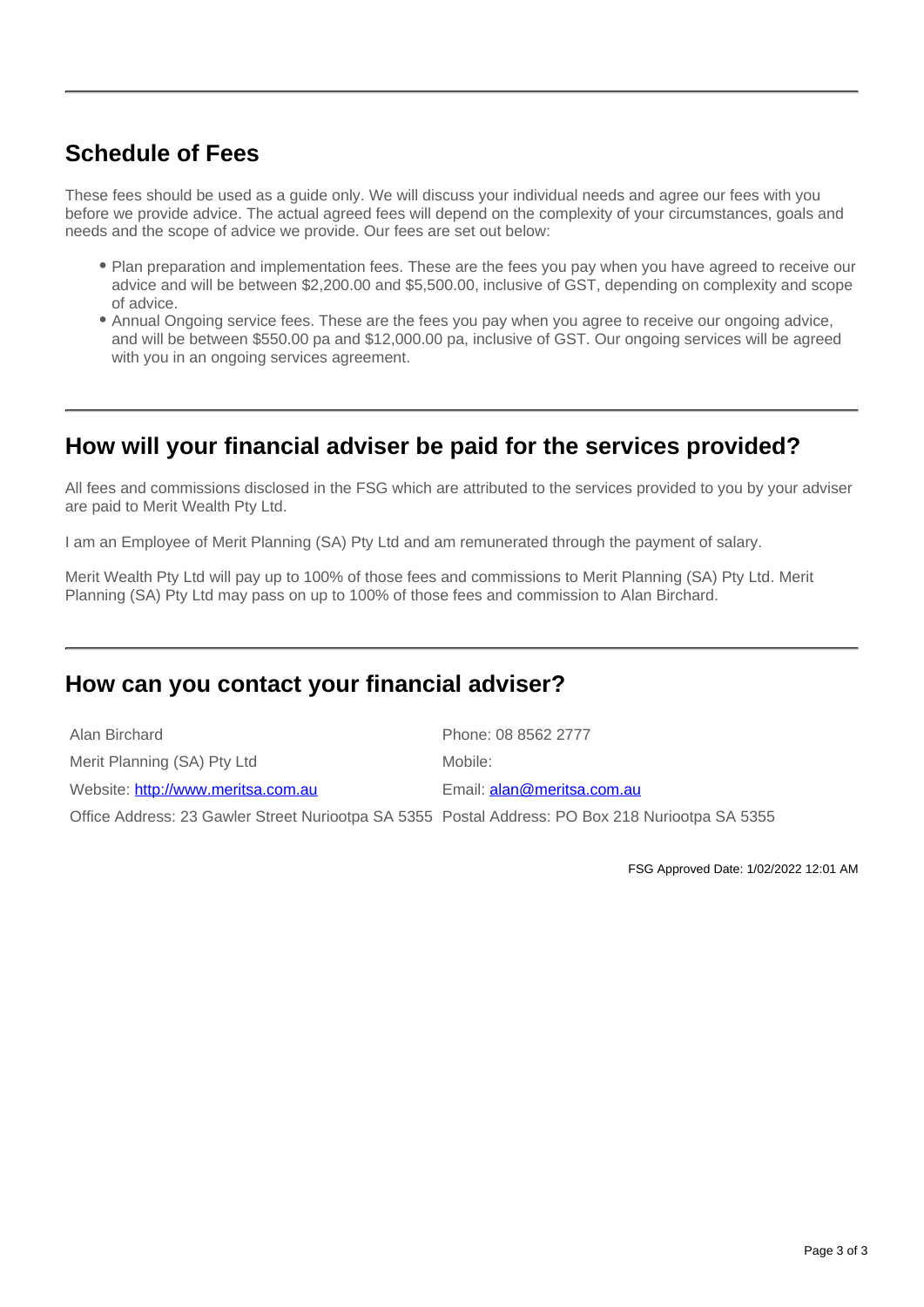## Schedule of Fees

These fees should be used as a guide only. We will discuss your individual needs and agree our fees with you before we provide advice. The actual agreed fees will depend on the complexity of your circumstances, goals and needs and the scope of advice we provide. Our fees are set out below:

- Plan preparation and implementation fees. These are the fees you pay when you have agreed to receive our advice and will be between $2,200.00 and $5,500.00, inclusive of GST, depending on complexity and scope of advice.
- Annual Ongoing service fees. These are the fees you pay when you agree to receive our ongoing advice, and will be between $550.00 pa and $12,000.00 pa, inclusive of GST. Our ongoing services will be agreed with you in an ongoing services agreement.

## How will your financial adviser be paid for the services provided?

All fees and commissions disclosed in the FSG which are attributed to the services provided to you by your adviser are paid to Merit Wealth Pty Ltd.

I am an Employee of Merit Planning (SA) Pty Ltd and am remunerated through the payment of salary.

Merit Wealth Pty Ltd will pay up to 100% of those fees and commissions to Merit Planning (SA) Pty Ltd. Merit Planning (SA) Pty Ltd may pass on up to 100% of those fees and commission to Alan Birchard.

## How can you contact your financial adviser?

| | |
|---|---|
| Alan Birchard | Phone: 08 8562 2777 |
| Merit Planning (SA) Pty Ltd | Mobile: |
| Website: http://www.meritsa.com.au | Email: alan@meritsa.com.au |
| Office Address: 23 Gawler Street Nuriootpa SA 5355 | Postal Address: PO Box 218 Nuriootpa SA 5355 |

FSG Approved Date: 1/02/2022 12:01 AM